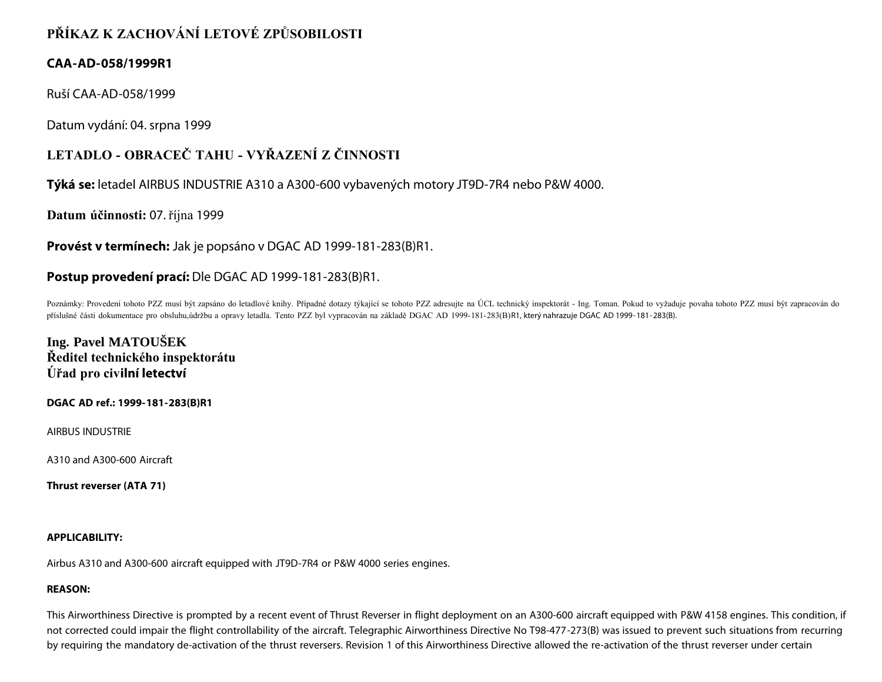## PŘÍKAZ K ZACHOVÁNÍ LETOVÉ ZPŮSOBILOSTI

**CAA-AD-058/1999R1**

Ruší CAA-AD-058/1999

Datum vydání: 04. srpna 1999

## LETADLO - OBRACEČ TAHU - VYŘAZENÍ Z ČINNOSTI

**Týká se:** letadel AIRBUS INDUSTRIE A310 a A300-600 vybavených motory JT9D-7R4 nebo P&W 4000.

**Datum účinnosti:** 07. října 1999

**Provést v termínech:** Jak je popsáno v DGAC AD 1999-181-283(B)R1.

**Postup provedení prací:** Dle DGAC AD 1999-181-283(B)R1.

Poznámky: Provedení tohoto PZZ musí být zapsáno do letadlové knihy. Případné dotazy týkající se tohoto PZZ adresujte na ÚCL technický inspektorát - Ing. Toman. Pokud to vyžaduje povaha tohoto PZZ musí být zapracován do příslušné části dokumentace pro obsluhu,údržbu a opravy letadla. Tento PZZ byl vypracován na základě DGAC AD 1999-181-283(B)R1, který nahrazuje DGAC AD 1999-181-283(B).

**Ing. Pavel MATOUŠEK**
**Ředitel technického inspektorátu**
**Úřad pro civilní letectví**

**DGAC AD ref.: 1999-181-283(B)R1**

AIRBUS INDUSTRIE

A310 and A300-600 Aircraft

**Thrust reverser (ATA 71)**

**APPLICABILITY:**

Airbus A310 and A300-600 aircraft equipped with JT9D-7R4 or P&W 4000 series engines.

**REASON:**

This Airworthiness Directive is prompted by a recent event of Thrust Reverser in flight deployment on an A300-600 aircraft equipped with P&W 4158 engines. This condition, if not corrected could impair the flight controllability of the aircraft. Telegraphic Airworthiness Directive No T98-477-273(B) was issued to prevent such situations from recurring by requiring the mandatory de-activation of the thrust reversers. Revision 1 of this Airworthiness Directive allowed the re-activation of the thrust reverser under certain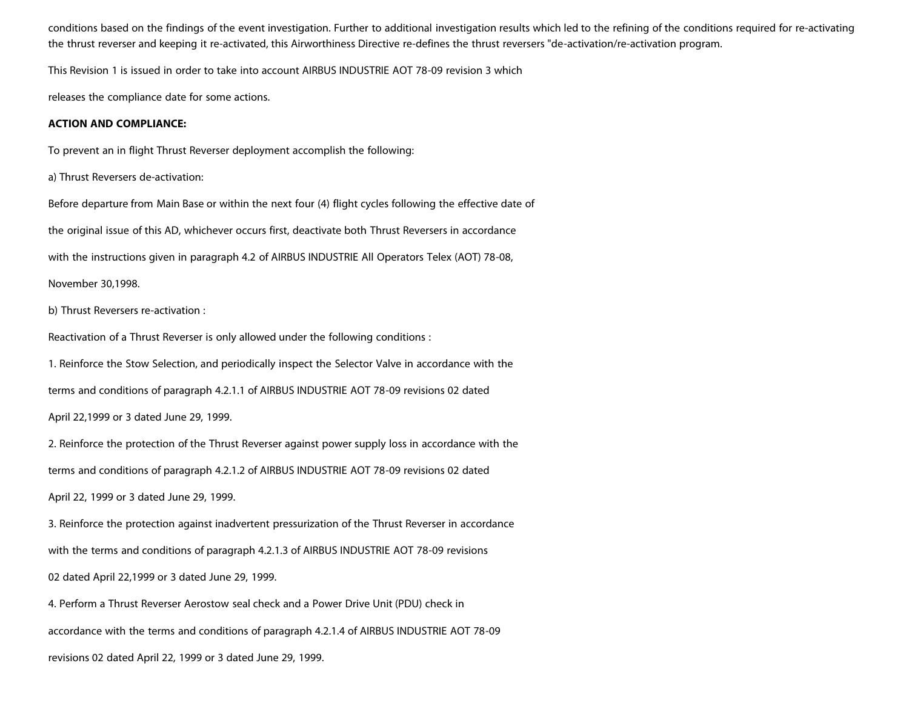conditions based on the findings of the event investigation. Further to additional investigation results which led to the refining of the conditions required for re-activating the thrust reverser and keeping it re-activated, this Airworthiness Directive re-defines the thrust reversers "de-activation/re-activation program.

This Revision 1 is issued in order to take into account AIRBUS INDUSTRIE AOT 78-09 revision 3 which

releases the compliance date for some actions.

**ACTION AND COMPLIANCE:**

To prevent an in flight Thrust Reverser deployment accomplish the following:

a) Thrust Reversers de-activation:

Before departure from Main Base or within the next four (4) flight cycles following the effective date of

the original issue of this AD, whichever occurs first, deactivate both Thrust Reversers in accordance

with the instructions given in paragraph 4.2 of AIRBUS INDUSTRIE All Operators Telex (AOT) 78-08,

November 30,1998.

b) Thrust Reversers re-activation :

Reactivation of a Thrust Reverser is only allowed under the following conditions :

1. Reinforce the Stow Selection, and periodically inspect the Selector Valve in accordance with the

terms and conditions of paragraph 4.2.1.1 of AIRBUS INDUSTRIE AOT 78-09 revisions 02 dated

April 22,1999 or 3 dated June 29, 1999.

2. Reinforce the protection of the Thrust Reverser against power supply loss in accordance with the

terms and conditions of paragraph 4.2.1.2 of AIRBUS INDUSTRIE AOT 78-09 revisions 02 dated

April 22, 1999 or 3 dated June 29, 1999.

3. Reinforce the protection against inadvertent pressurization of the Thrust Reverser in accordance

with the terms and conditions of paragraph 4.2.1.3 of AIRBUS INDUSTRIE AOT 78-09 revisions

02 dated April 22,1999 or 3 dated June 29, 1999.

4. Perform a Thrust Reverser Aerostow seal check and a Power Drive Unit (PDU) check in

accordance with the terms and conditions of paragraph 4.2.1.4 of AIRBUS INDUSTRIE AOT 78-09

revisions 02 dated April 22, 1999 or 3 dated June 29, 1999.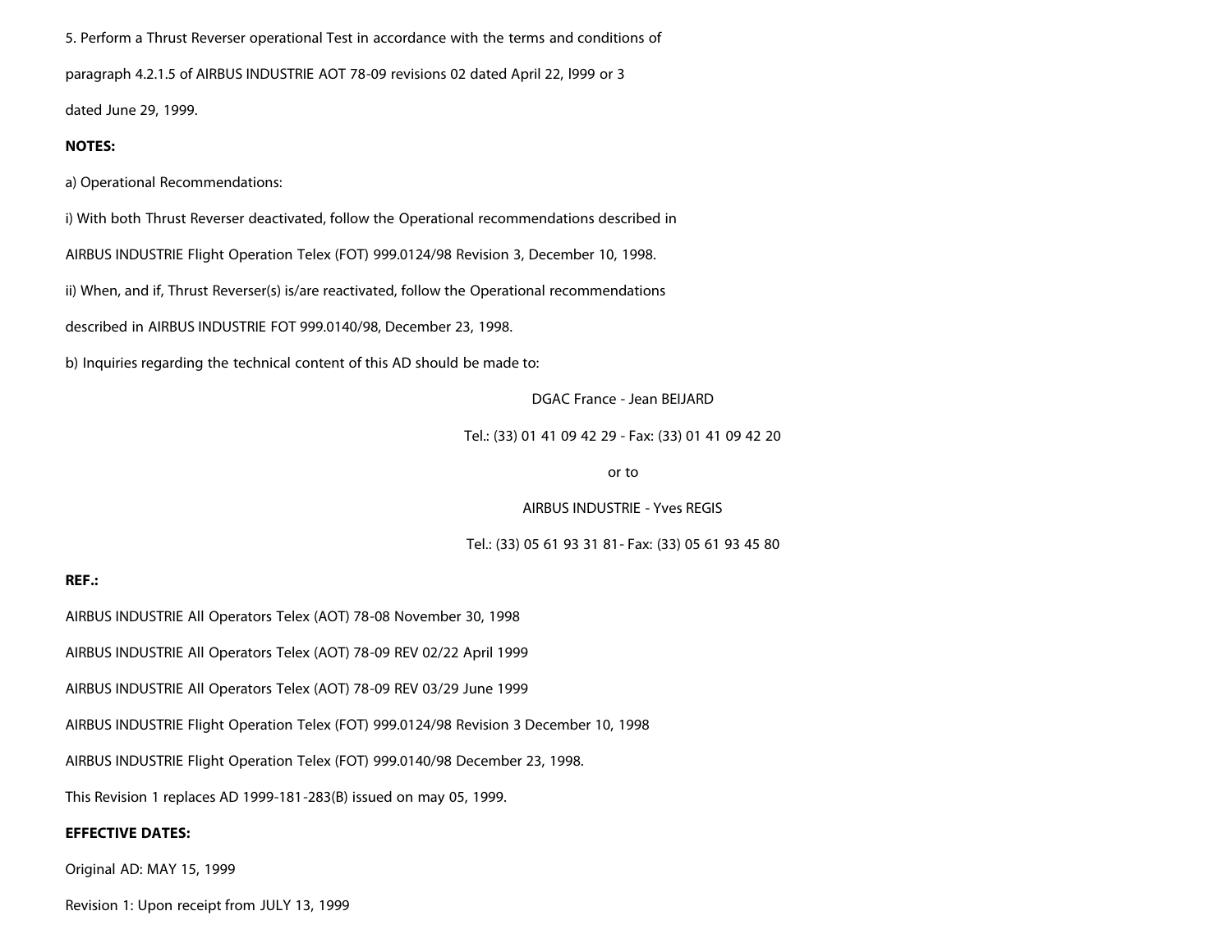5. Perform a Thrust Reverser operational Test in accordance with the terms and conditions of paragraph 4.2.1.5 of AIRBUS INDUSTRIE AOT 78-09 revisions 02 dated April 22, l999 or 3 dated June 29, 1999.

**NOTES:**

a) Operational Recommendations:

i) With both Thrust Reverser deactivated, follow the Operational recommendations described in AIRBUS INDUSTRIE Flight Operation Telex (FOT) 999.0124/98 Revision 3, December 10, 1998.

ii) When, and if, Thrust Reverser(s) is/are reactivated, follow the Operational recommendations described in AIRBUS INDUSTRIE FOT 999.0140/98, December 23, 1998.

b) Inquiries regarding the technical content of this AD should be made to:

DGAC France - Jean BEIJARD

Tel.: (33) 01 41 09 42 29 - Fax: (33) 01 41 09 42 20

or to

AIRBUS INDUSTRIE - Yves REGIS

Tel.: (33) 05 61 93 31 81- Fax: (33) 05 61 93 45 80

**REF.:**

AIRBUS INDUSTRIE All Operators Telex (AOT) 78-08 November 30, 1998

AIRBUS INDUSTRIE All Operators Telex (AOT) 78-09 REV 02/22 April 1999

AIRBUS INDUSTRIE All Operators Telex (AOT) 78-09 REV 03/29 June 1999

AIRBUS INDUSTRIE Flight Operation Telex (FOT) 999.0124/98 Revision 3 December 10, 1998

AIRBUS INDUSTRIE Flight Operation Telex (FOT) 999.0140/98 December 23, 1998.

This Revision 1 replaces AD 1999-181-283(B) issued on may 05, 1999.

**EFFECTIVE DATES:**

Original AD: MAY 15, 1999

Revision 1: Upon receipt from JULY 13, 1999